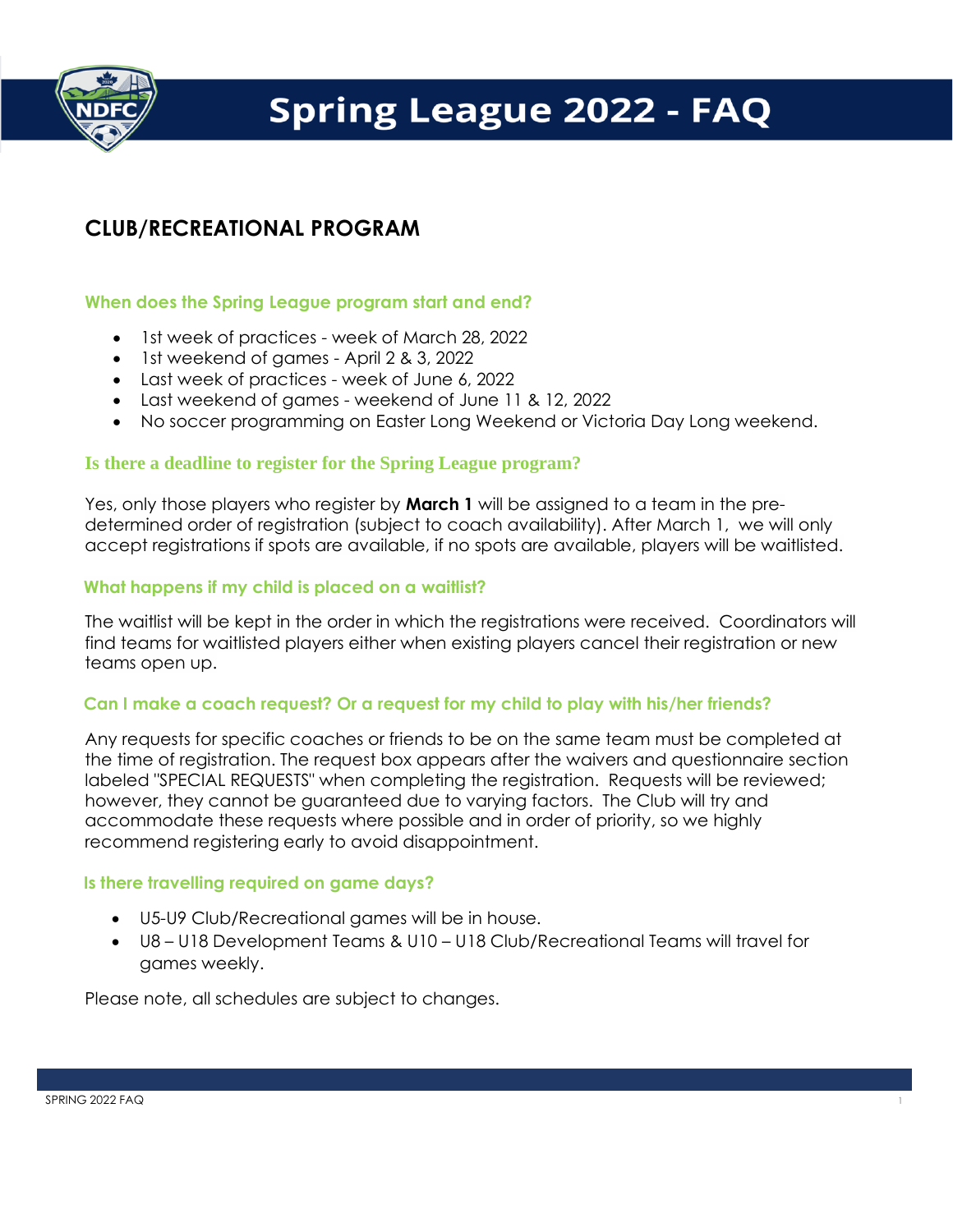# Spring League 2022 - FAQ

## CLUB/RECREATIONAL PROGRAM

### When does the Spring League program start and end?

- 1st week of practices - week of March 28, 2022
- 1st weekend of games - April 2 & 3, 2022
- Last week of practices - week of June 6, 2022
- Last weekend of games - weekend of June 11 & 12, 2022
- No soccer programming on Easter Long Weekend or Victoria Day Long weekend.

### Is there a deadline to register for the Spring League program?

Yes, only those players who register by **March 1** will be assigned to a team in the pre-determined order of registration (subject to coach availability). After March 1, we will only accept registrations if spots are available, if no spots are available, players will be waitlisted.

### What happens if my child is placed on a waitlist?

The waitlist will be kept in the order in which the registrations were received. Coordinators will find teams for waitlisted players either when existing players cancel their registration or new teams open up.

### Can I make a coach request? Or a request for my child to play with his/her friends?

Any requests for specific coaches or friends to be on the same team must be completed at the time of registration. The request box appears after the waivers and questionnaire section labeled "SPECIAL REQUESTS" when completing the registration. Requests will be reviewed; however, they cannot be guaranteed due to varying factors. The Club will try and accommodate these requests where possible and in order of priority, so we highly recommend registering early to avoid disappointment.

### Is there travelling required on game days?

- U5-U9 Club/Recreational games will be in house.
- U8 – U18 Development Teams & U10 – U18 Club/Recreational Teams will travel for games weekly.

Please note, all schedules are subject to changes.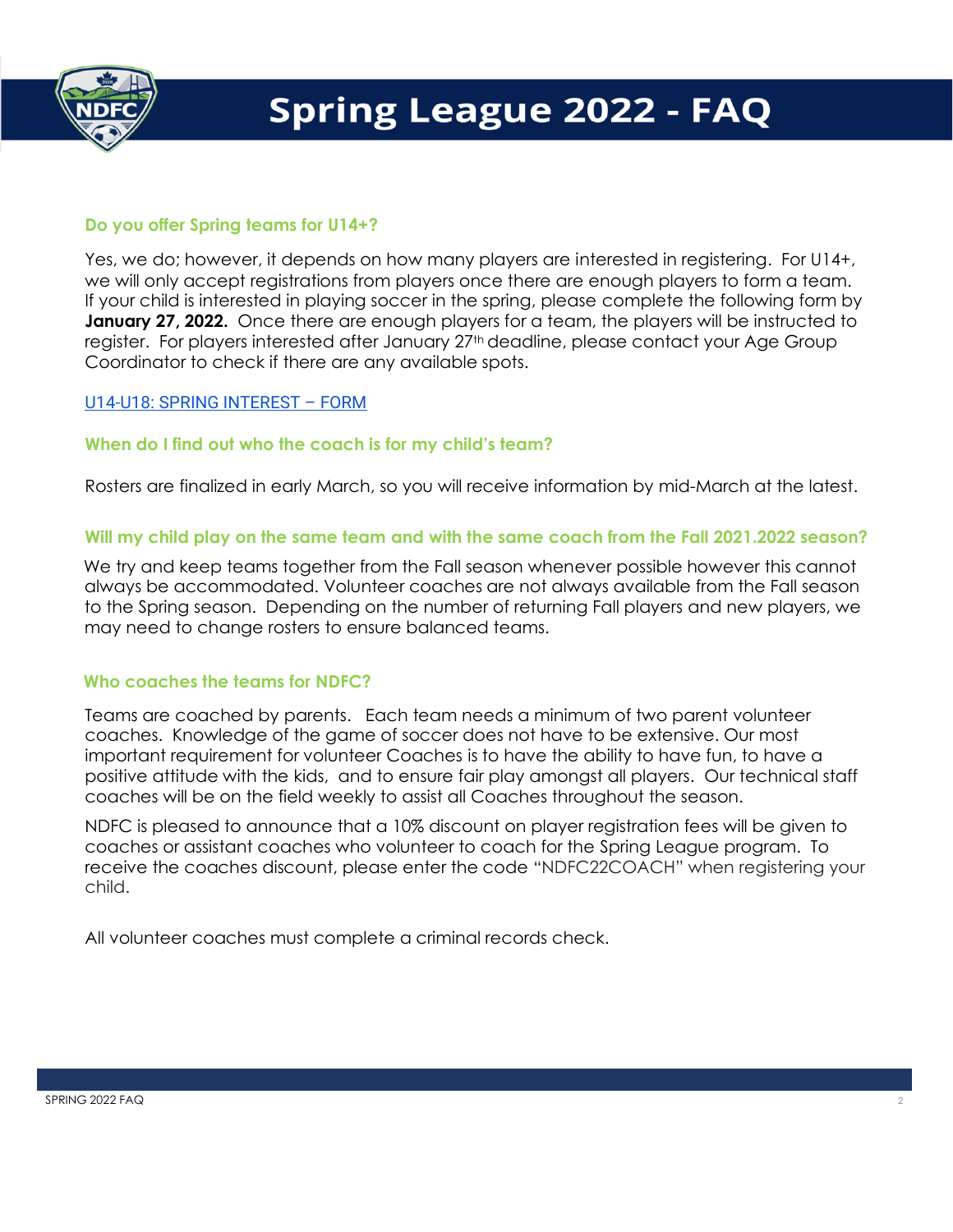# Spring League 2022 - FAQ

### Do you offer Spring teams for U14+?

Yes, we do; however, it depends on how many players are interested in registering. For U14+, we will only accept registrations from players once there are enough players to form a team. If your child is interested in playing soccer in the spring, please complete the following form by **January 27, 2022.** Once there are enough players for a team, the players will be instructed to register. For players interested after January 27th deadline, please contact your Age Group Coordinator to check if there are any available spots.

U14-U18: SPRING INTEREST – FORM

### When do I find out who the coach is for my child's team?

Rosters are finalized in early March, so you will receive information by mid-March at the latest.

### Will my child play on the same team and with the same coach from the Fall 2021.2022 season?

We try and keep teams together from the Fall season whenever possible however this cannot always be accommodated. Volunteer coaches are not always available from the Fall season to the Spring season. Depending on the number of returning Fall players and new players, we may need to change rosters to ensure balanced teams.

### Who coaches the teams for NDFC?

Teams are coached by parents. Each team needs a minimum of two parent volunteer coaches. Knowledge of the game of soccer does not have to be extensive. Our most important requirement for volunteer Coaches is to have the ability to have fun, to have a positive attitude with the kids, and to ensure fair play amongst all players. Our technical staff coaches will be on the field weekly to assist all Coaches throughout the season.

NDFC is pleased to announce that a 10% discount on player registration fees will be given to coaches or assistant coaches who volunteer to coach for the Spring League program. To receive the coaches discount, please enter the code "NDFC22COACH" when registering your child.

All volunteer coaches must complete a criminal records check.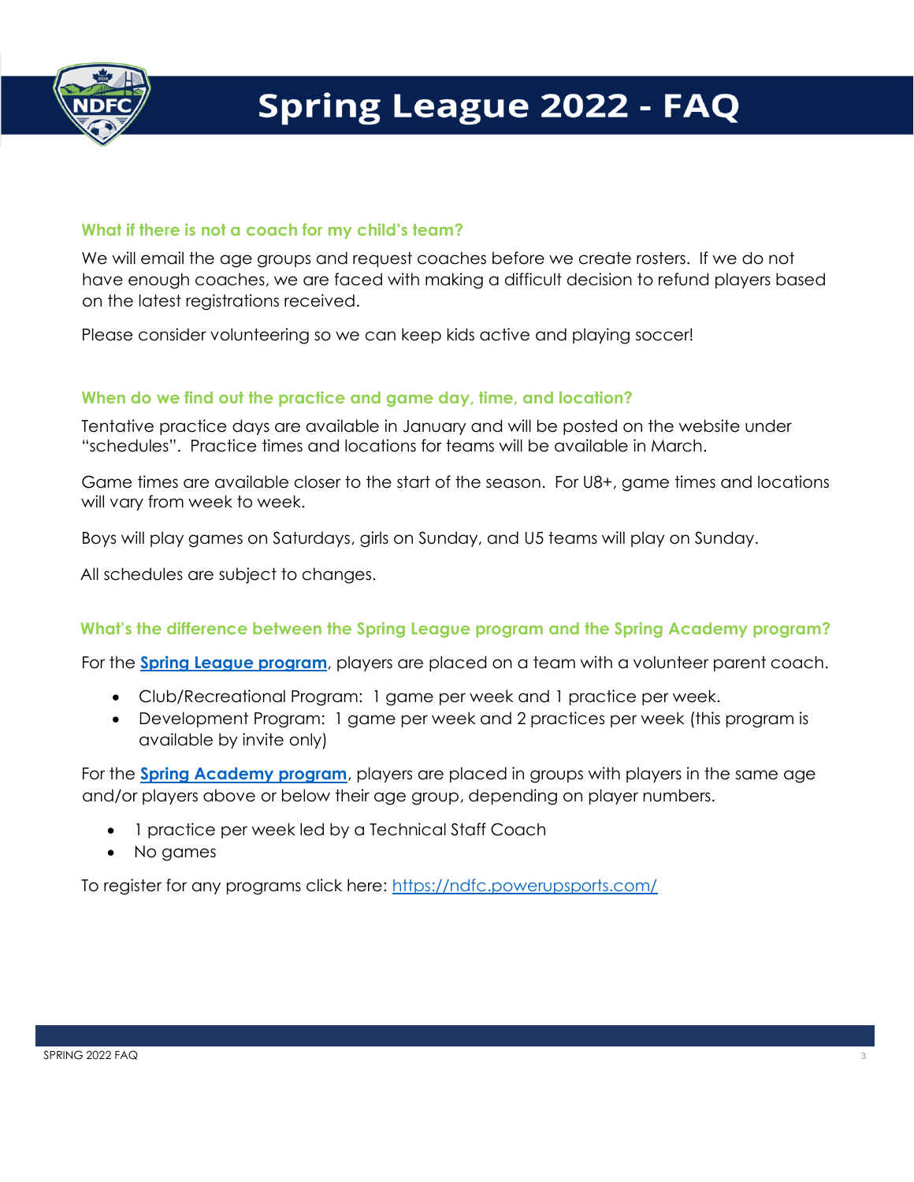# Spring League 2022 - FAQ

### What if there is not a coach for my child's team?

We will email the age groups and request coaches before we create rosters. If we do not have enough coaches, we are faced with making a difficult decision to refund players based on the latest registrations received.

Please consider volunteering so we can keep kids active and playing soccer!

### When do we find out the practice and game day, time, and location?

Tentative practice days are available in January and will be posted on the website under "schedules". Practice times and locations for teams will be available in March.

Game times are available closer to the start of the season. For U8+, game times and locations will vary from week to week.

Boys will play games on Saturdays, girls on Sunday, and U5 teams will play on Sunday.

All schedules are subject to changes.

### What's the difference between the Spring League program and the Spring Academy program?

For the **[Spring League program](#)**, players are placed on a team with a volunteer parent coach.

- Club/Recreational Program: 1 game per week and 1 practice per week.
- Development Program: 1 game per week and 2 practices per week (this program is available by invite only)

For the **[Spring Academy program](#)**, players are placed in groups with players in the same age and/or players above or below their age group, depending on player numbers.

- 1 practice per week led by a Technical Staff Coach
- No games

To register for any programs click here: [https://ndfc.powerupsports.com/](https://ndfc.powerupsports.com/)